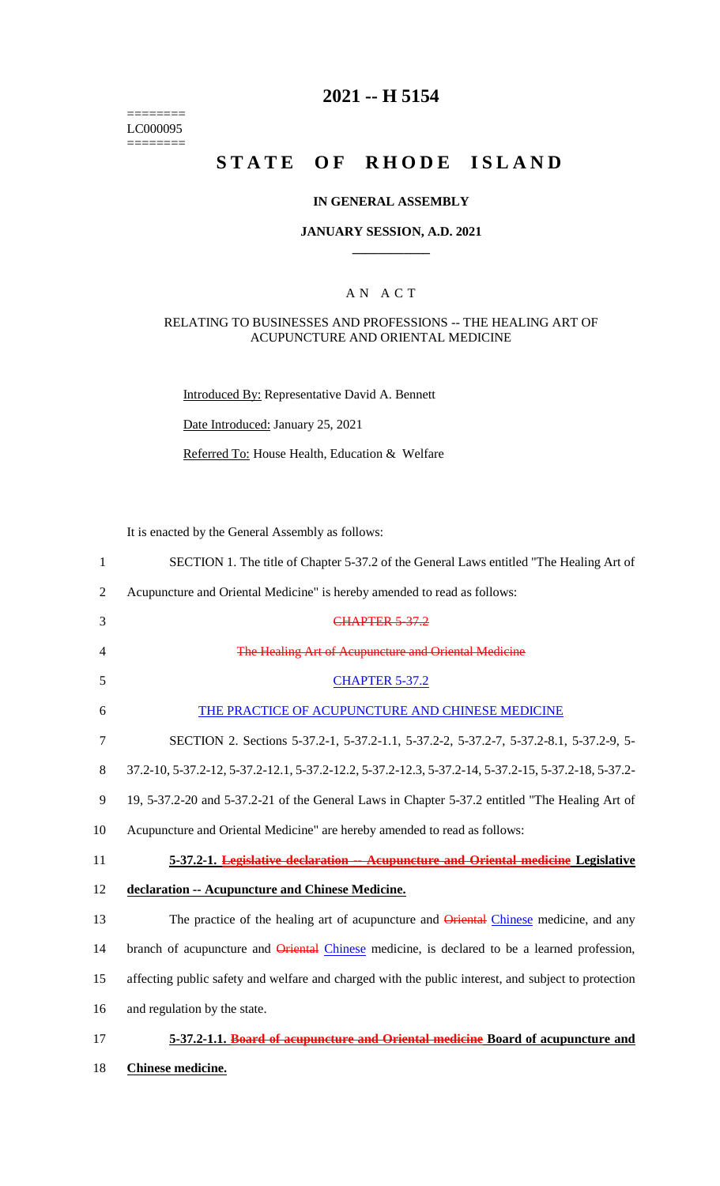========
LC000095
========

# 2021 -- H 5154

# STATE OF RHODE ISLAND

## IN GENERAL ASSEMBLY

### JANUARY SESSION, A.D. 2021

____________

A N A C T

RELATING TO BUSINESSES AND PROFESSIONS -- THE HEALING ART OF ACUPUNCTURE AND ORIENTAL MEDICINE

Introduced By: Representative David A. Bennett

Date Introduced: January 25, 2021

Referred To: House Health, Education & Welfare

It is enacted by the General Assembly as follows:

1 SECTION 1. The title of Chapter 5-37.2 of the General Laws entitled "The Healing Art of
2 Acupuncture and Oriental Medicine" is hereby amended to read as follows:
3 ~~CHAPTER 5-37.2~~
4 ~~The Healing Art of Acupuncture and Oriental Medicine~~
5 CHAPTER 5-37.2
6 THE PRACTICE OF ACUPUNCTURE AND CHINESE MEDICINE
7 SECTION 2. Sections 5-37.2-1, 5-37.2-1.1, 5-37.2-2, 5-37.2-7, 5-37.2-8.1, 5-37.2-9, 5-
8 37.2-10, 5-37.2-12, 5-37.2-12.1, 5-37.2-12.2, 5-37.2-12.3, 5-37.2-14, 5-37.2-15, 5-37.2-18, 5-37.2-
9 19, 5-37.2-20 and 5-37.2-21 of the General Laws in Chapter 5-37.2 entitled "The Healing Art of
10 Acupuncture and Oriental Medicine" are hereby amended to read as follows:
11 **5-37.2-1. ~~Legislative declaration -- Acupuncture and Oriental medicine~~ Legislative**
12 **declaration -- Acupuncture and Chinese Medicine.**
13 The practice of the healing art of acupuncture and ~~Oriental~~ Chinese medicine, and any
14 branch of acupuncture and ~~Oriental~~ Chinese medicine, is declared to be a learned profession,
15 affecting public safety and welfare and charged with the public interest, and subject to protection
16 and regulation by the state.
17 **5-37.2-1.1. ~~Board of acupuncture and Oriental medicine~~ Board of acupuncture and**
18 **Chinese medicine.**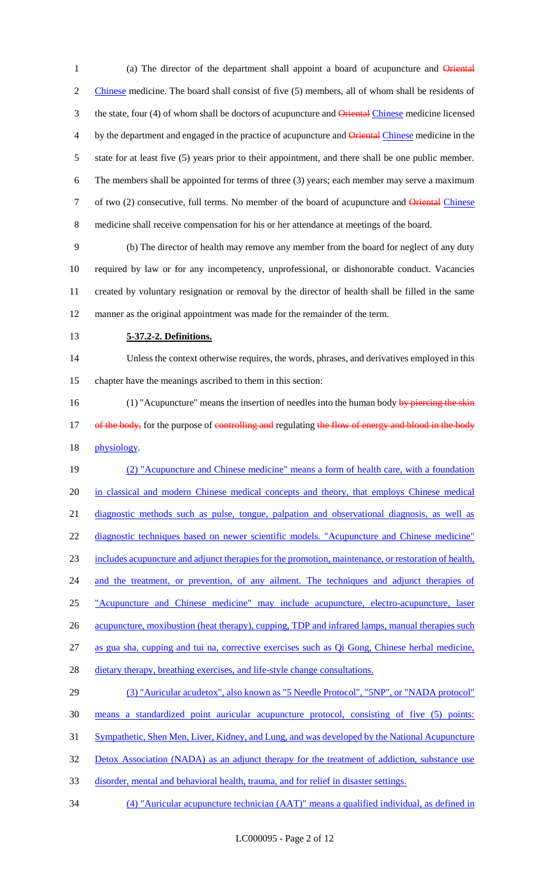(a) The director of the department shall appoint a board of acupuncture and ~~Oriental~~ Chinese medicine. The board shall consist of five (5) members, all of whom shall be residents of the state, four (4) of whom shall be doctors of acupuncture and ~~Oriental~~ Chinese medicine licensed by the department and engaged in the practice of acupuncture and ~~Oriental~~ Chinese medicine in the state for at least five (5) years prior to their appointment, and there shall be one public member. The members shall be appointed for terms of three (3) years; each member may serve a maximum of two (2) consecutive, full terms. No member of the board of acupuncture and ~~Oriental~~ Chinese medicine shall receive compensation for his or her attendance at meetings of the board.

(b) The director of health may remove any member from the board for neglect of any duty required by law or for any incompetency, unprofessional, or dishonorable conduct. Vacancies created by voluntary resignation or removal by the director of health shall be filled in the same manner as the original appointment was made for the remainder of the term.

**5-37.2-2. Definitions.**

Unless the context otherwise requires, the words, phrases, and derivatives employed in this chapter have the meanings ascribed to them in this section:

(1) "Acupuncture" means the insertion of needles into the human body ~~by piercing the skin of the body,~~ for the purpose of ~~controlling and~~ regulating ~~the flow of energy and blood in the body~~ physiology.

(2) "Acupuncture and Chinese medicine" means a form of health care, with a foundation in classical and modern Chinese medical concepts and theory, that employs Chinese medical diagnostic methods such as pulse, tongue, palpation and observational diagnosis, as well as diagnostic techniques based on newer scientific models. "Acupuncture and Chinese medicine" includes acupuncture and adjunct therapies for the promotion, maintenance, or restoration of health, and the treatment, or prevention, of any ailment. The techniques and adjunct therapies of "Acupuncture and Chinese medicine" may include acupuncture, electro-acupuncture, laser acupuncture, moxibustion (heat therapy), cupping, TDP and infrared lamps, manual therapies such as gua sha, cupping and tui na, corrective exercises such as Qi Gong, Chinese herbal medicine, dietary therapy, breathing exercises, and life-style change consultations.

(3) "Auricular acudetox", also known as "5 Needle Protocol", "5NP", or "NADA protocol" means a standardized point auricular acupuncture protocol, consisting of five (5) points: Sympathetic, Shen Men, Liver, Kidney, and Lung, and was developed by the National Acupuncture Detox Association (NADA) as an adjunct therapy for the treatment of addiction, substance use disorder, mental and behavioral health, trauma, and for relief in disaster settings.

(4) "Auricular acupuncture technician (AAT)" means a qualified individual, as defined in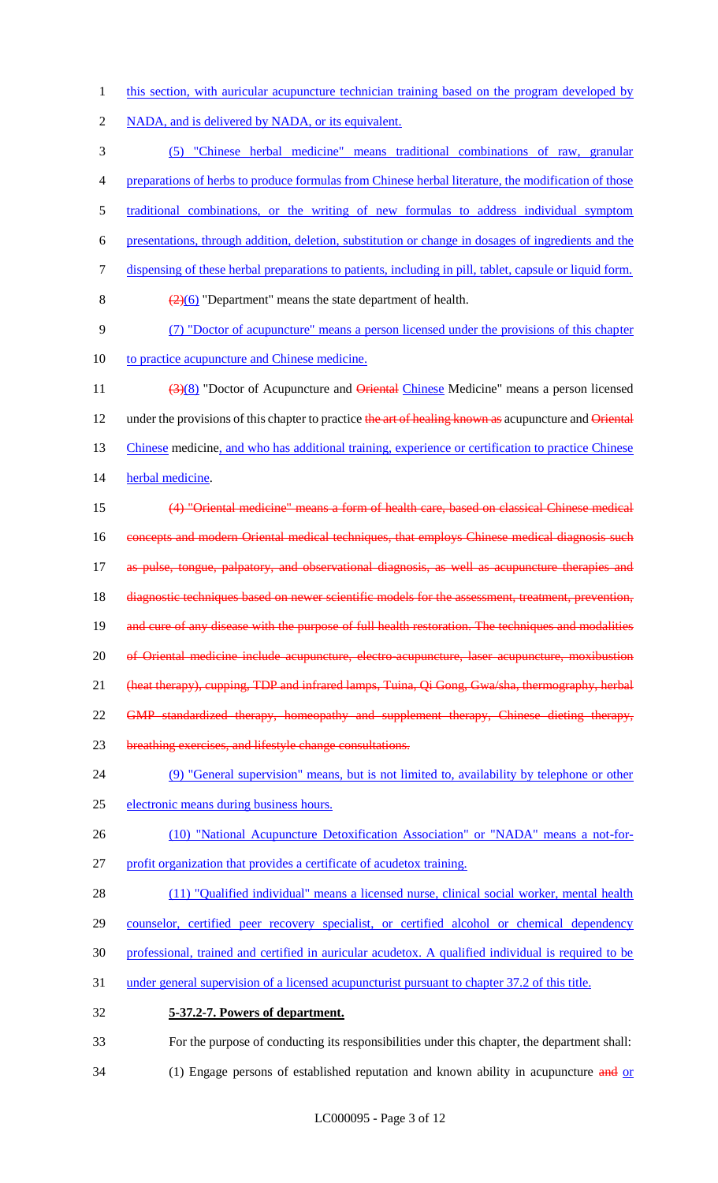this section, with auricular acupuncture technician training based on the program developed by NADA, and is delivered by NADA, or its equivalent.

(5) "Chinese herbal medicine" means traditional combinations of raw, granular preparations of herbs to produce formulas from Chinese herbal literature, the modification of those traditional combinations, or the writing of new formulas to address individual symptom presentations, through addition, deletion, substitution or change in dosages of ingredients and the dispensing of these herbal preparations to patients, including in pill, tablet, capsule or liquid form.

~~(2)~~(6) "Department" means the state department of health.

(7) "Doctor of acupuncture" means a person licensed under the provisions of this chapter to practice acupuncture and Chinese medicine.

~~(3)~~(8) "Doctor of Acupuncture and ~~Oriental~~ Chinese Medicine" means a person licensed under the provisions of this chapter to practice ~~the art of healing known as~~ acupuncture and ~~Oriental~~ Chinese medicine, and who has additional training, experience or certification to practice Chinese herbal medicine.

~~(4) "Oriental medicine" means a form of health care, based on classical Chinese medical concepts and modern Oriental medical techniques, that employs Chinese medical diagnosis such as pulse, tongue, palpatory, and observational diagnosis, as well as acupuncture therapies and diagnostic techniques based on newer scientific models for the assessment, treatment, prevention, and cure of any disease with the purpose of full health restoration. The techniques and modalities of Oriental medicine include acupuncture, electro-acupuncture, laser acupuncture, moxibustion (heat therapy), cupping, TDP and infrared lamps, Tuina, Qi Gong, Gwa/sha, thermography, herbal GMP standardized therapy, homeopathy and supplement therapy, Chinese dieting therapy, breathing exercises, and lifestyle change consultations.~~

(9) "General supervision" means, but is not limited to, availability by telephone or other electronic means during business hours.

(10) "National Acupuncture Detoxification Association" or "NADA" means a not-for-profit organization that provides a certificate of acudetox training.

(11) "Qualified individual" means a licensed nurse, clinical social worker, mental health counselor, certified peer recovery specialist, or certified alcohol or chemical dependency professional, trained and certified in auricular acudetox. A qualified individual is required to be under general supervision of a licensed acupuncturist pursuant to chapter 37.2 of this title.

**5-37.2-7. Powers of department.**

For the purpose of conducting its responsibilities under this chapter, the department shall:

(1) Engage persons of established reputation and known ability in acupuncture ~~and~~ or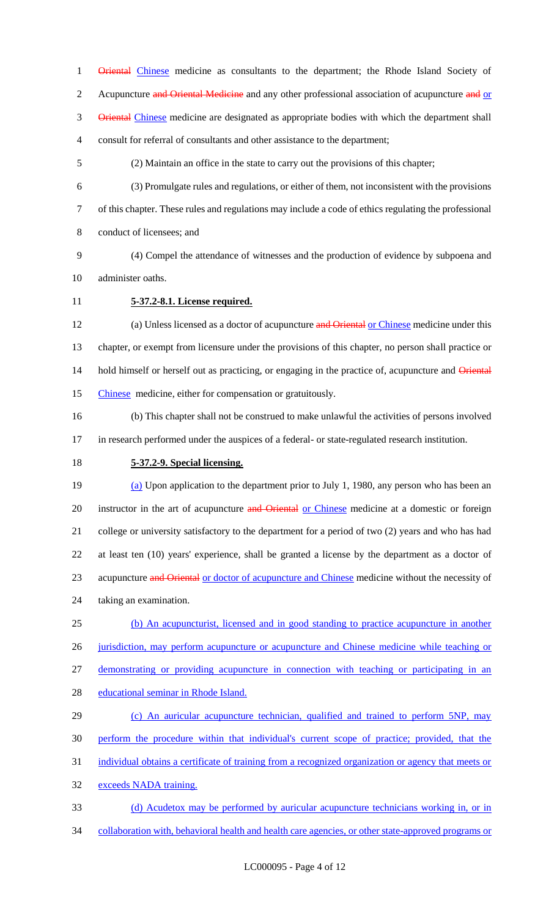~~Oriental~~ Chinese medicine as consultants to the department; the Rhode Island Society of Acupuncture ~~and Oriental Medicine~~ and any other professional association of acupuncture ~~and~~ or ~~Oriental~~ Chinese medicine are designated as appropriate bodies with which the department shall consult for referral of consultants and other assistance to the department;

(2) Maintain an office in the state to carry out the provisions of this chapter;

(3) Promulgate rules and regulations, or either of them, not inconsistent with the provisions of this chapter. These rules and regulations may include a code of ethics regulating the professional conduct of licensees; and

(4) Compel the attendance of witnesses and the production of evidence by subpoena and administer oaths.

**5-37.2-8.1. License required.**

(a) Unless licensed as a doctor of acupuncture ~~and Oriental~~ or Chinese medicine under this chapter, or exempt from licensure under the provisions of this chapter, no person shall practice or hold himself or herself out as practicing, or engaging in the practice of, acupuncture and ~~Oriental~~ Chinese medicine, either for compensation or gratuitously.

(b) This chapter shall not be construed to make unlawful the activities of persons involved in research performed under the auspices of a federal- or state-regulated research institution.

**5-37.2-9. Special licensing.**

(a) Upon application to the department prior to July 1, 1980, any person who has been an instructor in the art of acupuncture ~~and Oriental~~ or Chinese medicine at a domestic or foreign college or university satisfactory to the department for a period of two (2) years and who has had at least ten (10) years' experience, shall be granted a license by the department as a doctor of acupuncture ~~and Oriental~~ or doctor of acupuncture and Chinese medicine without the necessity of taking an examination.

(b) An acupuncturist, licensed and in good standing to practice acupuncture in another jurisdiction, may perform acupuncture or acupuncture and Chinese medicine while teaching or demonstrating or providing acupuncture in connection with teaching or participating in an educational seminar in Rhode Island.

(c) An auricular acupuncture technician, qualified and trained to perform 5NP, may perform the procedure within that individual's current scope of practice; provided, that the individual obtains a certificate of training from a recognized organization or agency that meets or exceeds NADA training.

(d) Acudetox may be performed by auricular acupuncture technicians working in, or in collaboration with, behavioral health and health care agencies, or other state-approved programs or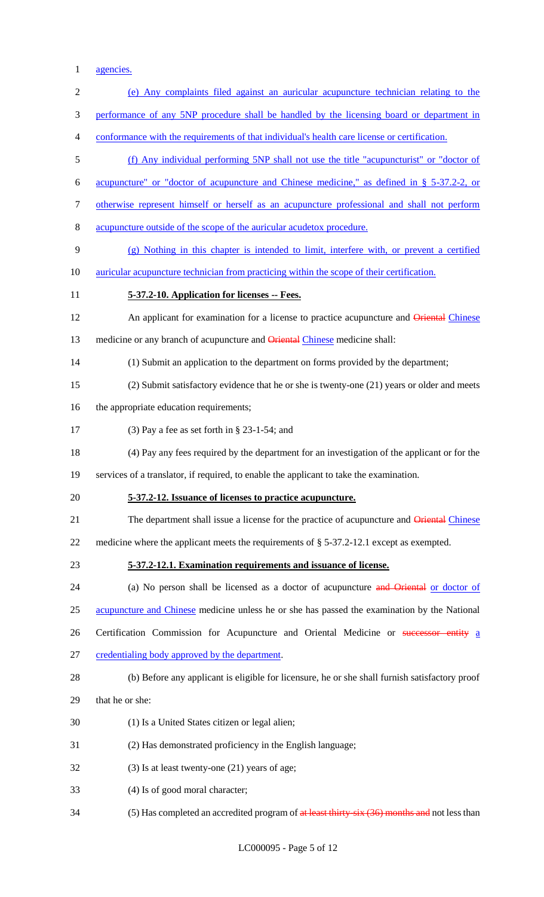agencies.

(e) Any complaints filed against an auricular acupuncture technician relating to the performance of any 5NP procedure shall be handled by the licensing board or department in conformance with the requirements of that individual's health care license or certification.

(f) Any individual performing 5NP shall not use the title "acupuncturist" or "doctor of acupuncture" or "doctor of acupuncture and Chinese medicine," as defined in § 5-37.2-2, or otherwise represent himself or herself as an acupuncture professional and shall not perform acupuncture outside of the scope of the auricular acudetox procedure.

(g) Nothing in this chapter is intended to limit, interfere with, or prevent a certified auricular acupuncture technician from practicing within the scope of their certification.

**5-37.2-10. Application for licenses -- Fees.**

An applicant for examination for a license to practice acupuncture and ~~Oriental~~ Chinese medicine or any branch of acupuncture and ~~Oriental~~ Chinese medicine shall:

(1) Submit an application to the department on forms provided by the department;

(2) Submit satisfactory evidence that he or she is twenty-one (21) years or older and meets the appropriate education requirements;

(3) Pay a fee as set forth in § 23-1-54; and

(4) Pay any fees required by the department for an investigation of the applicant or for the services of a translator, if required, to enable the applicant to take the examination.

**5-37.2-12. Issuance of licenses to practice acupuncture.**

The department shall issue a license for the practice of acupuncture and ~~Oriental~~ Chinese medicine where the applicant meets the requirements of § 5-37.2-12.1 except as exempted.

**5-37.2-12.1. Examination requirements and issuance of license.**

(a) No person shall be licensed as a doctor of acupuncture ~~and Oriental~~ or doctor of acupuncture and Chinese medicine unless he or she has passed the examination by the National Certification Commission for Acupuncture and Oriental Medicine or ~~successor entity~~ a credentialing body approved by the department.

(b) Before any applicant is eligible for licensure, he or she shall furnish satisfactory proof that he or she:

(1) Is a United States citizen or legal alien;

(2) Has demonstrated proficiency in the English language;

(3) Is at least twenty-one (21) years of age;

(4) Is of good moral character;

(5) Has completed an accredited program of ~~at least thirty-six (36) months and~~ not less than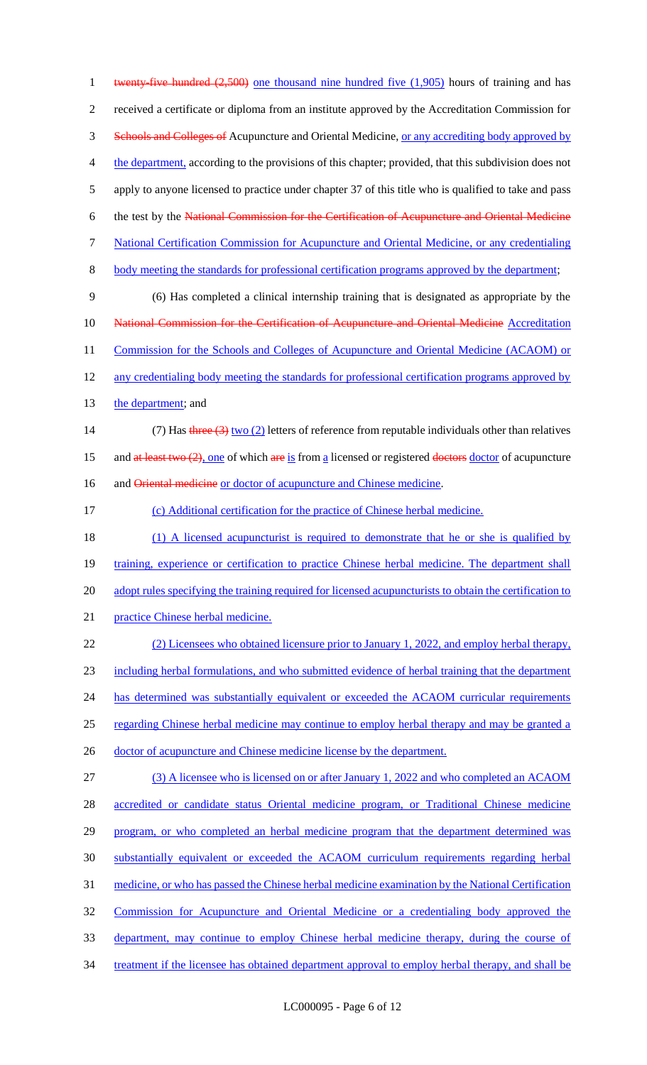twenty-five hundred (2,500) one thousand nine hundred five (1,905) hours of training and has received a certificate or diploma from an institute approved by the Accreditation Commission for Schools and Colleges of Acupuncture and Oriental Medicine, or any accrediting body approved by the department, according to the provisions of this chapter; provided, that this subdivision does not apply to anyone licensed to practice under chapter 37 of this title who is qualified to take and pass the test by the National Commission for the Certification of Acupuncture and Oriental Medicine National Certification Commission for Acupuncture and Oriental Medicine, or any credentialing body meeting the standards for professional certification programs approved by the department;

(6) Has completed a clinical internship training that is designated as appropriate by the National Commission for the Certification of Acupuncture and Oriental Medicine Accreditation Commission for the Schools and Colleges of Acupuncture and Oriental Medicine (ACAOM) or any credentialing body meeting the standards for professional certification programs approved by the department; and

(7) Has three (3) two (2) letters of reference from reputable individuals other than relatives and at least two (2), one of which are is from a licensed or registered doctors doctor of acupuncture and Oriental medicine or doctor of acupuncture and Chinese medicine.

(c) Additional certification for the practice of Chinese herbal medicine.

(1) A licensed acupuncturist is required to demonstrate that he or she is qualified by training, experience or certification to practice Chinese herbal medicine. The department shall adopt rules specifying the training required for licensed acupuncturists to obtain the certification to practice Chinese herbal medicine.

(2) Licensees who obtained licensure prior to January 1, 2022, and employ herbal therapy, including herbal formulations, and who submitted evidence of herbal training that the department has determined was substantially equivalent or exceeded the ACAOM curricular requirements regarding Chinese herbal medicine may continue to employ herbal therapy and may be granted a doctor of acupuncture and Chinese medicine license by the department.

(3) A licensee who is licensed on or after January 1, 2022 and who completed an ACAOM accredited or candidate status Oriental medicine program, or Traditional Chinese medicine program, or who completed an herbal medicine program that the department determined was substantially equivalent or exceeded the ACAOM curriculum requirements regarding herbal medicine, or who has passed the Chinese herbal medicine examination by the National Certification Commission for Acupuncture and Oriental Medicine or a credentialing body approved the department, may continue to employ Chinese herbal medicine therapy, during the course of treatment if the licensee has obtained department approval to employ herbal therapy, and shall be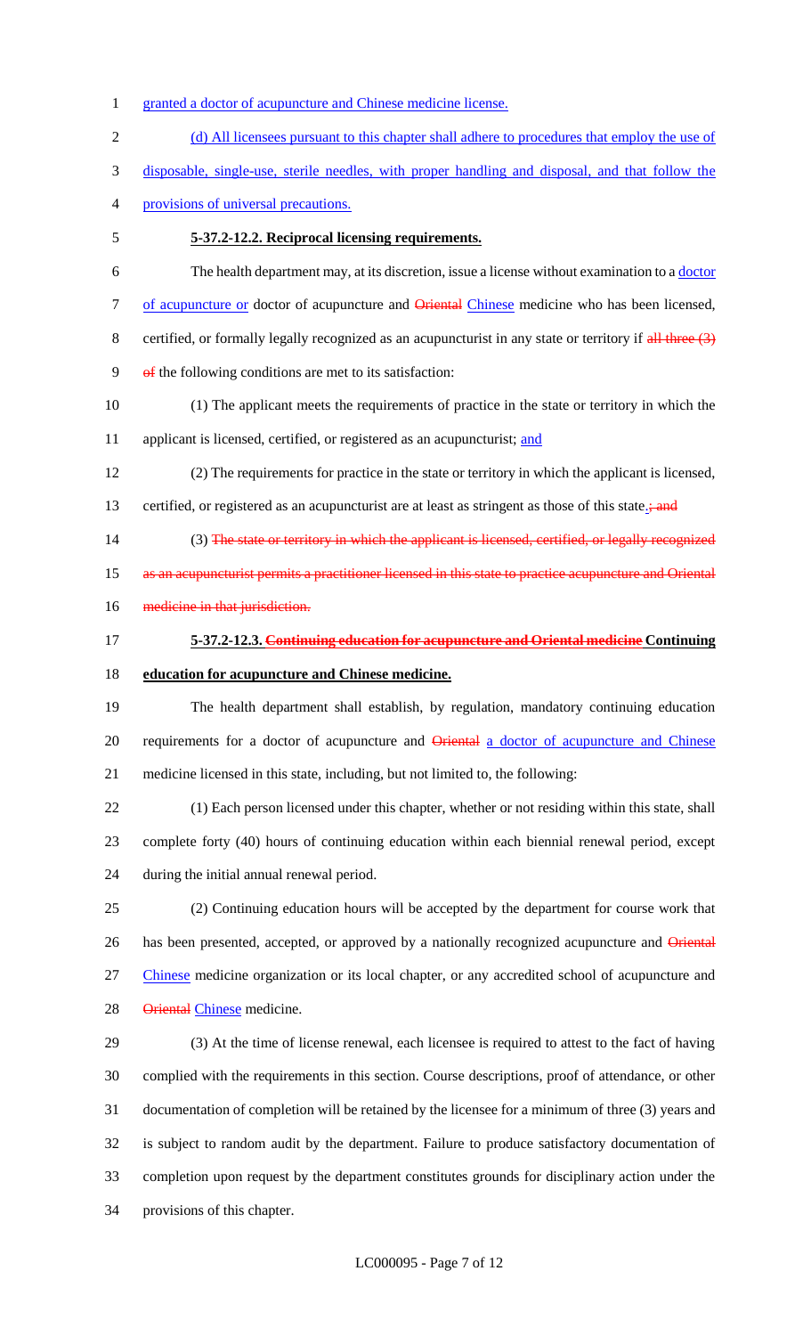granted a doctor of acupuncture and Chinese medicine license.

(d) All licensees pursuant to this chapter shall adhere to procedures that employ the use of disposable, single-use, sterile needles, with proper handling and disposal, and that follow the provisions of universal precautions.

**5-37.2-12.2. Reciprocal licensing requirements.**

The health department may, at its discretion, issue a license without examination to a doctor of acupuncture or doctor of acupuncture and ~~Oriental~~ Chinese medicine who has been licensed, certified, or formally legally recognized as an acupuncturist in any state or territory if ~~all three (3) of~~ the following conditions are met to its satisfaction:

(1) The applicant meets the requirements of practice in the state or territory in which the applicant is licensed, certified, or registered as an acupuncturist; and

(2) The requirements for practice in the state or territory in which the applicant is licensed, certified, or registered as an acupuncturist are at least as stringent as those of this state.~~; and~~

~~(3) The state or territory in which the applicant is licensed, certified, or legally recognized as an acupuncturist permits a practitioner licensed in this state to practice acupuncture and Oriental medicine in that jurisdiction.~~

**5-37.2-12.3. ~~Continuing education for acupuncture and Oriental medicine~~ Continuing education for acupuncture and Chinese medicine.**

The health department shall establish, by regulation, mandatory continuing education requirements for a doctor of acupuncture and ~~Oriental~~ a doctor of acupuncture and Chinese medicine licensed in this state, including, but not limited to, the following:

(1) Each person licensed under this chapter, whether or not residing within this state, shall complete forty (40) hours of continuing education within each biennial renewal period, except during the initial annual renewal period.

(2) Continuing education hours will be accepted by the department for course work that has been presented, accepted, or approved by a nationally recognized acupuncture and ~~Oriental~~ Chinese medicine organization or its local chapter, or any accredited school of acupuncture and ~~Oriental~~ Chinese medicine.

(3) At the time of license renewal, each licensee is required to attest to the fact of having complied with the requirements in this section. Course descriptions, proof of attendance, or other documentation of completion will be retained by the licensee for a minimum of three (3) years and is subject to random audit by the department. Failure to produce satisfactory documentation of completion upon request by the department constitutes grounds for disciplinary action under the provisions of this chapter.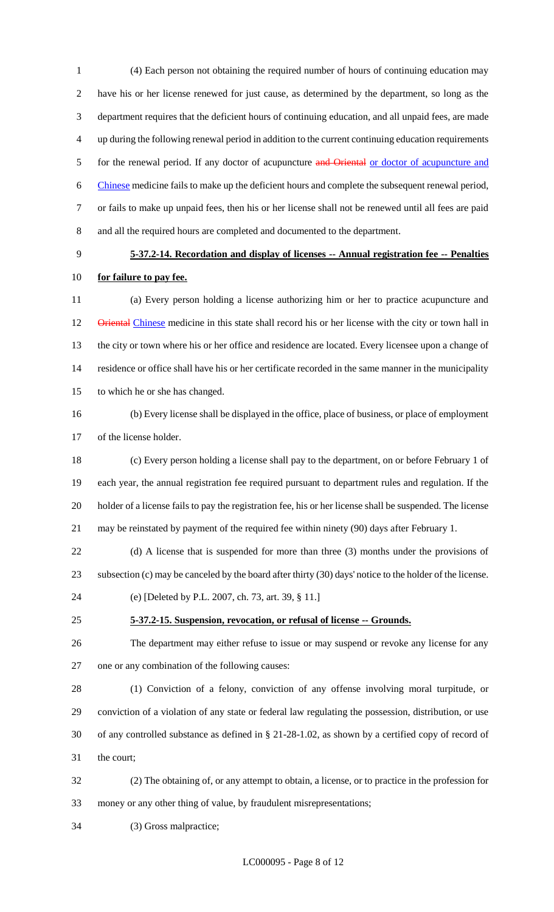(4) Each person not obtaining the required number of hours of continuing education may have his or her license renewed for just cause, as determined by the department, so long as the department requires that the deficient hours of continuing education, and all unpaid fees, are made up during the following renewal period in addition to the current continuing education requirements for the renewal period. If any doctor of acupuncture ~~and Oriental~~ or doctor of acupuncture and Chinese medicine fails to make up the deficient hours and complete the subsequent renewal period, or fails to make up unpaid fees, then his or her license shall not be renewed until all fees are paid and all the required hours are completed and documented to the department.

**5-37.2-14. Recordation and display of licenses -- Annual registration fee -- Penalties for failure to pay fee.**

(a) Every person holding a license authorizing him or her to practice acupuncture and ~~Oriental~~ Chinese medicine in this state shall record his or her license with the city or town hall in the city or town where his or her office and residence are located. Every licensee upon a change of residence or office shall have his or her certificate recorded in the same manner in the municipality to which he or she has changed.

(b) Every license shall be displayed in the office, place of business, or place of employment of the license holder.

(c) Every person holding a license shall pay to the department, on or before February 1 of each year, the annual registration fee required pursuant to department rules and regulation. If the holder of a license fails to pay the registration fee, his or her license shall be suspended. The license may be reinstated by payment of the required fee within ninety (90) days after February 1.

(d) A license that is suspended for more than three (3) months under the provisions of subsection (c) may be canceled by the board after thirty (30) days' notice to the holder of the license.

(e) [Deleted by P.L. 2007, ch. 73, art. 39, § 11.]

**5-37.2-15. Suspension, revocation, or refusal of license -- Grounds.**

The department may either refuse to issue or may suspend or revoke any license for any one or any combination of the following causes:

(1) Conviction of a felony, conviction of any offense involving moral turpitude, or conviction of a violation of any state or federal law regulating the possession, distribution, or use of any controlled substance as defined in § 21-28-1.02, as shown by a certified copy of record of the court;

(2) The obtaining of, or any attempt to obtain, a license, or to practice in the profession for money or any other thing of value, by fraudulent misrepresentations;

(3) Gross malpractice;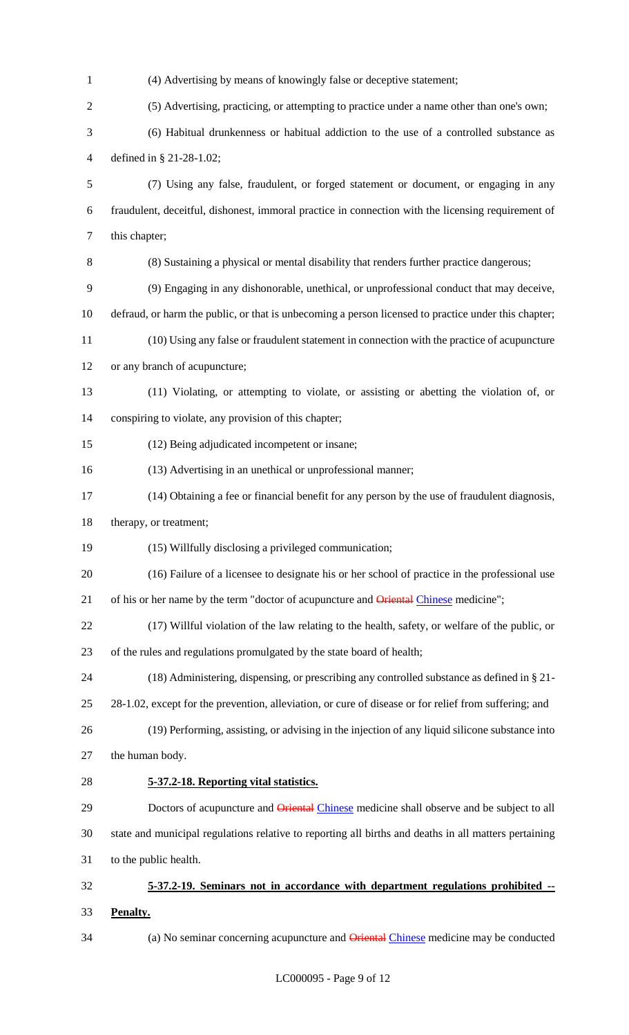(4) Advertising by means of knowingly false or deceptive statement;

(5) Advertising, practicing, or attempting to practice under a name other than one's own;

(6) Habitual drunkenness or habitual addiction to the use of a controlled substance as defined in § 21-28-1.02;

(7) Using any false, fraudulent, or forged statement or document, or engaging in any fraudulent, deceitful, dishonest, immoral practice in connection with the licensing requirement of this chapter;

(8) Sustaining a physical or mental disability that renders further practice dangerous;

(9) Engaging in any dishonorable, unethical, or unprofessional conduct that may deceive, defraud, or harm the public, or that is unbecoming a person licensed to practice under this chapter;

(10) Using any false or fraudulent statement in connection with the practice of acupuncture or any branch of acupuncture;

(11) Violating, or attempting to violate, or assisting or abetting the violation of, or conspiring to violate, any provision of this chapter;

(12) Being adjudicated incompetent or insane;

(13) Advertising in an unethical or unprofessional manner;

(14) Obtaining a fee or financial benefit for any person by the use of fraudulent diagnosis, therapy, or treatment;

(15) Willfully disclosing a privileged communication;

(16) Failure of a licensee to designate his or her school of practice in the professional use of his or her name by the term "doctor of acupuncture and ~~Oriental~~ Chinese medicine";

(17) Willful violation of the law relating to the health, safety, or welfare of the public, or of the rules and regulations promulgated by the state board of health;

(18) Administering, dispensing, or prescribing any controlled substance as defined in § 21-28-1.02, except for the prevention, alleviation, or cure of disease or for relief from suffering; and

(19) Performing, assisting, or advising in the injection of any liquid silicone substance into the human body.

**5-37.2-18. Reporting vital statistics.**

Doctors of acupuncture and ~~Oriental~~ Chinese medicine shall observe and be subject to all state and municipal regulations relative to reporting all births and deaths in all matters pertaining to the public health.

**5-37.2-19. Seminars not in accordance with department regulations prohibited -- Penalty.**

(a) No seminar concerning acupuncture and ~~Oriental~~ Chinese medicine may be conducted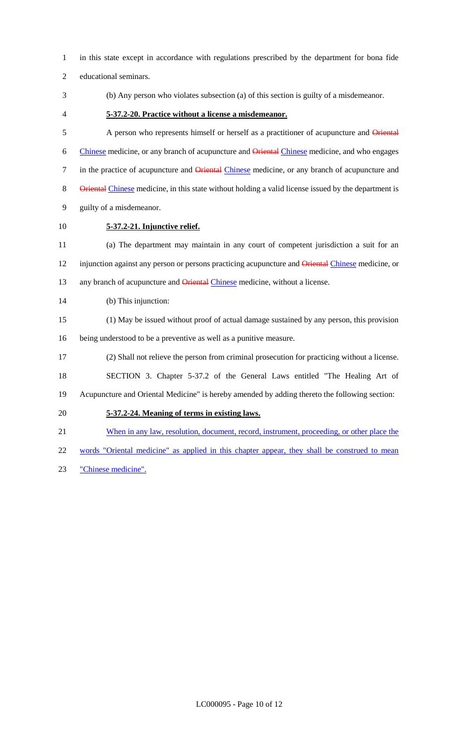in this state except in accordance with regulations prescribed by the department for bona fide educational seminars.

(b) Any person who violates subsection (a) of this section is guilty of a misdemeanor.

**5-37.2-20. Practice without a license a misdemeanor.**

A person who represents himself or herself as a practitioner of acupuncture and ~~Oriental~~ Chinese medicine, or any branch of acupuncture and ~~Oriental~~ Chinese medicine, and who engages in the practice of acupuncture and ~~Oriental~~ Chinese medicine, or any branch of acupuncture and ~~Oriental~~ Chinese medicine, in this state without holding a valid license issued by the department is guilty of a misdemeanor.

**5-37.2-21. Injunctive relief.**

(a) The department may maintain in any court of competent jurisdiction a suit for an injunction against any person or persons practicing acupuncture and ~~Oriental~~ Chinese medicine, or any branch of acupuncture and ~~Oriental~~ Chinese medicine, without a license.

(b) This injunction:

(1) May be issued without proof of actual damage sustained by any person, this provision being understood to be a preventive as well as a punitive measure.

(2) Shall not relieve the person from criminal prosecution for practicing without a license.

SECTION 3. Chapter 5-37.2 of the General Laws entitled "The Healing Art of Acupuncture and Oriental Medicine" is hereby amended by adding thereto the following section:

**5-37.2-24. Meaning of terms in existing laws.**

When in any law, resolution, document, record, instrument, proceeding, or other place the words "Oriental medicine" as applied in this chapter appear, they shall be construed to mean "Chinese medicine".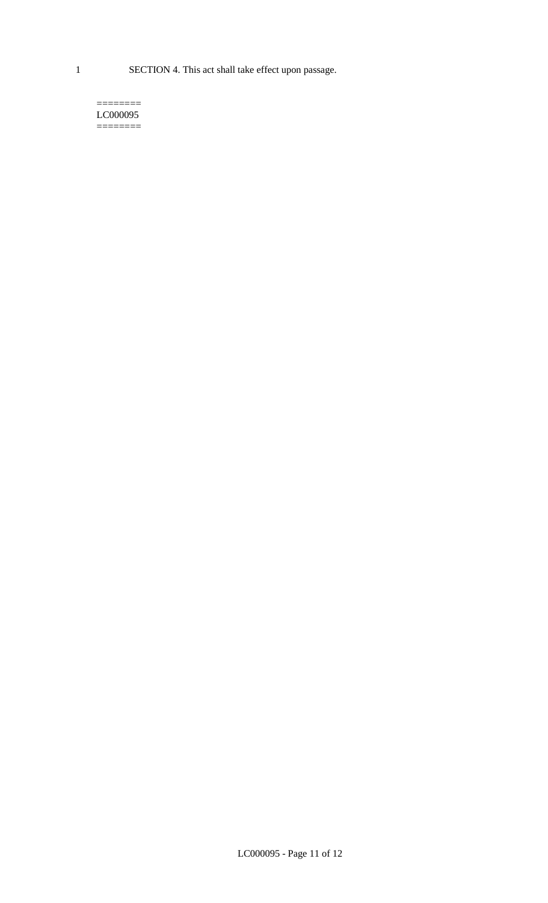SECTION 4. This act shall take effect upon passage.

========
LC000095
========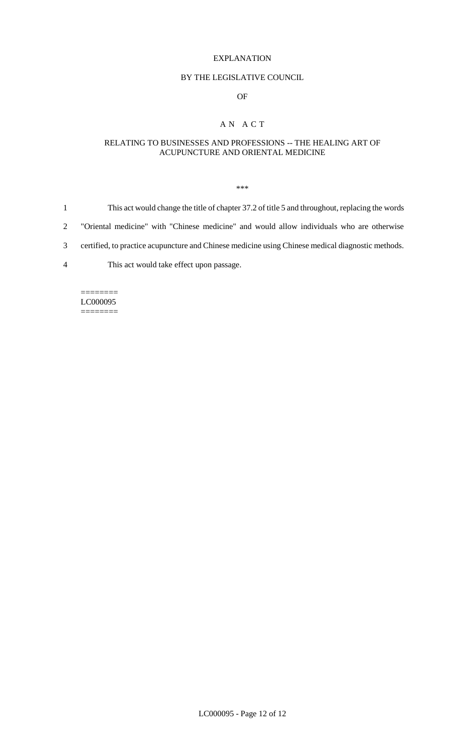EXPLANATION

BY THE LEGISLATIVE COUNCIL

OF

A N  A C T

RELATING TO BUSINESSES AND PROFESSIONS -- THE HEALING ART OF ACUPUNCTURE AND ORIENTAL MEDICINE

\*\*\*

1 This act would change the title of chapter 37.2 of title 5 and throughout, replacing the words

2 "Oriental medicine" with "Chinese medicine" and would allow individuals who are otherwise

3 certified, to practice acupuncture and Chinese medicine using Chinese medical diagnostic methods.

4 This act would take effect upon passage.

========
LC000095
========